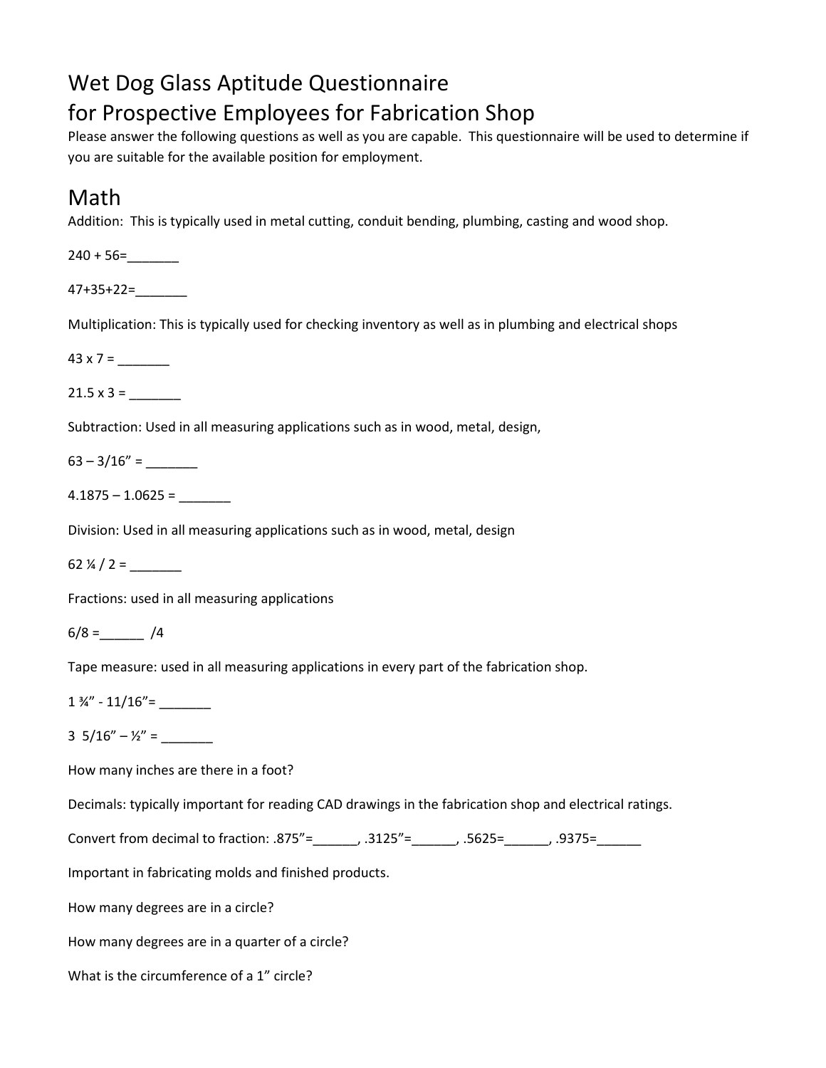# Wet Dog Glass Aptitude Questionnaire
# for Prospective Employees for Fabrication Shop

Please answer the following questions as well as you are capable. This questionnaire will be used to determine if you are suitable for the available position for employment.

## Math

Addition: This is typically used in metal cutting, conduit bending, plumbing, casting and wood shop.

240 + 56=_______

47+35+22=_______

Multiplication: This is typically used for checking inventory as well as in plumbing and electrical shops

43 x 7 = _______

21.5 x 3 = _______

Subtraction: Used in all measuring applications such as in wood, metal, design,

63 – 3/16" = _______

4.1875 – 1.0625 = _______

Division: Used in all measuring applications such as in wood, metal, design

62 ¼ / 2 = _______

Fractions: used in all measuring applications

6/8 =______ /4

Tape measure: used in all measuring applications in every part of the fabrication shop.

1 ¾" - 11/16"= _______

3 5/16" – ½" = _______

How many inches are there in a foot?

Decimals: typically important for reading CAD drawings in the fabrication shop and electrical ratings.

Convert from decimal to fraction: .875"=______, .3125"=______, .5625=______, .9375=______

Important in fabricating molds and finished products.

How many degrees are in a circle?

How many degrees are in a quarter of a circle?

What is the circumference of a 1" circle?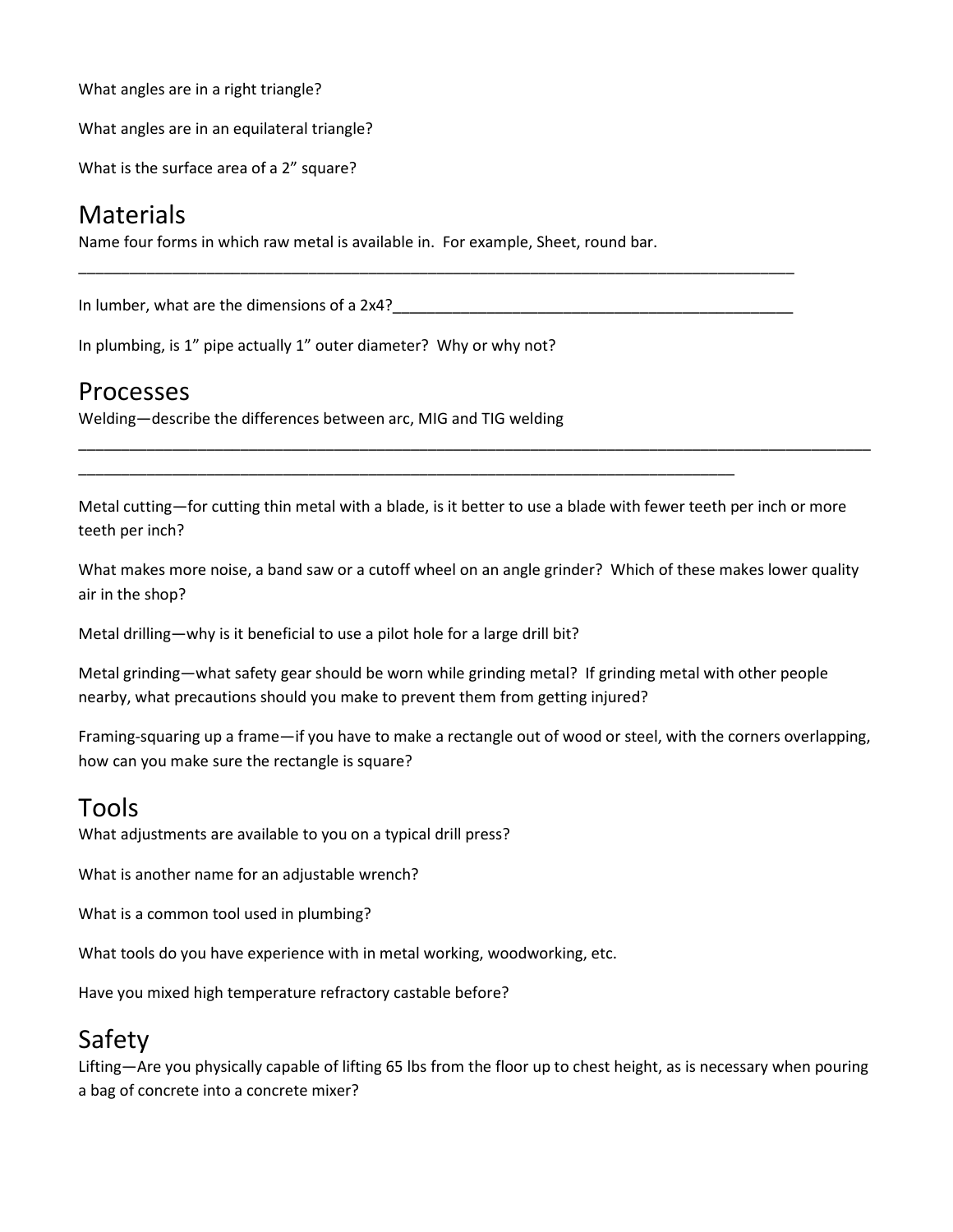What angles are in a right triangle?

What angles are in an equilateral triangle?

What is the surface area of a 2" square?

## Materials

Name four forms in which raw metal is available in. For example, Sheet, round bar.

______________________________________________________________________________________

In lumber, what are the dimensions of a 2x4?_________________________________________________

In plumbing, is 1" pipe actually 1" outer diameter? Why or why not?

## Processes

Welding—describe the differences between arc, MIG and TIG welding

______________________________________________________________________________________________

______________________________________________________________________________

Metal cutting—for cutting thin metal with a blade, is it better to use a blade with fewer teeth per inch or more teeth per inch?

What makes more noise, a band saw or a cutoff wheel on an angle grinder? Which of these makes lower quality air in the shop?

Metal drilling—why is it beneficial to use a pilot hole for a large drill bit?

Metal grinding—what safety gear should be worn while grinding metal? If grinding metal with other people nearby, what precautions should you make to prevent them from getting injured?

Framing-squaring up a frame—if you have to make a rectangle out of wood or steel, with the corners overlapping, how can you make sure the rectangle is square?

## Tools

What adjustments are available to you on a typical drill press?

What is another name for an adjustable wrench?

What is a common tool used in plumbing?

What tools do you have experience with in metal working, woodworking, etc.

Have you mixed high temperature refractory castable before?

## Safety

Lifting—Are you physically capable of lifting 65 lbs from the floor up to chest height, as is necessary when pouring a bag of concrete into a concrete mixer?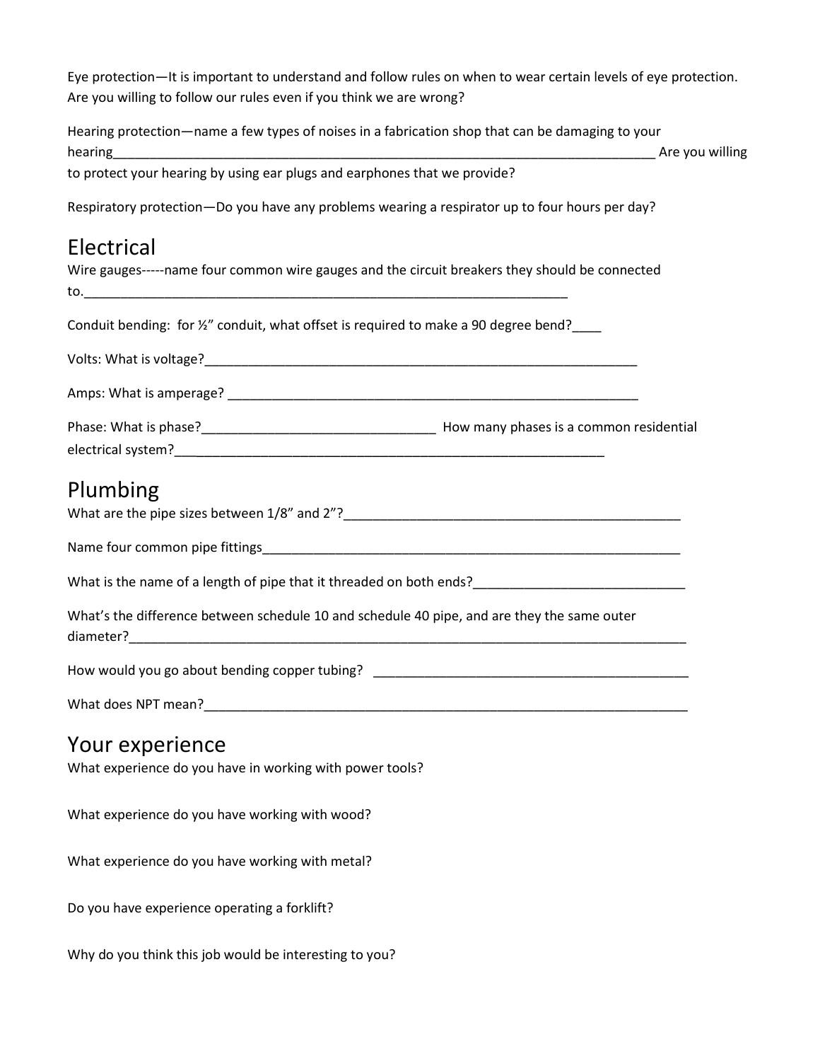Eye protection—It is important to understand and follow rules on when to wear certain levels of eye protection. Are you willing to follow our rules even if you think we are wrong?

Hearing protection—name a few types of noises in a fabrication shop that can be damaging to your hearing_______________________________________________________________________________ Are you willing to protect your hearing by using ear plugs and earphones that we provide?

Respiratory protection—Do you have any problems wearing a respirator up to four hours per day?

## Electrical

Wire gauges-----name four common wire gauges and the circuit breakers they should be connected to.______________________________________________________________________

Conduit bending: for ½" conduit, what offset is required to make a 90 degree bend?____

Volts: What is voltage?_______________________________________________________________

Amps: What is amperage? ____________________________________________________________

Phase: What is phase?________________________________ How many phases is a common residential electrical system?____________________________________________________________

## Plumbing

What are the pipe sizes between 1/8" and 2"?_______________________________________________

Name four common pipe fittings_____________________________________________________________

What is the name of a length of pipe that it threaded on both ends?_____________________________

What's the difference between schedule 10 and schedule 40 pipe, and are they the same outer diameter?_______________________________________________________________________________

How would you go about bending copper tubing? ___________________________________________

What does NPT mean?___________________________________________________________________

## Your experience

What experience do you have in working with power tools?

What experience do you have working with wood?

What experience do you have working with metal?

Do you have experience operating a forklift?

Why do you think this job would be interesting to you?